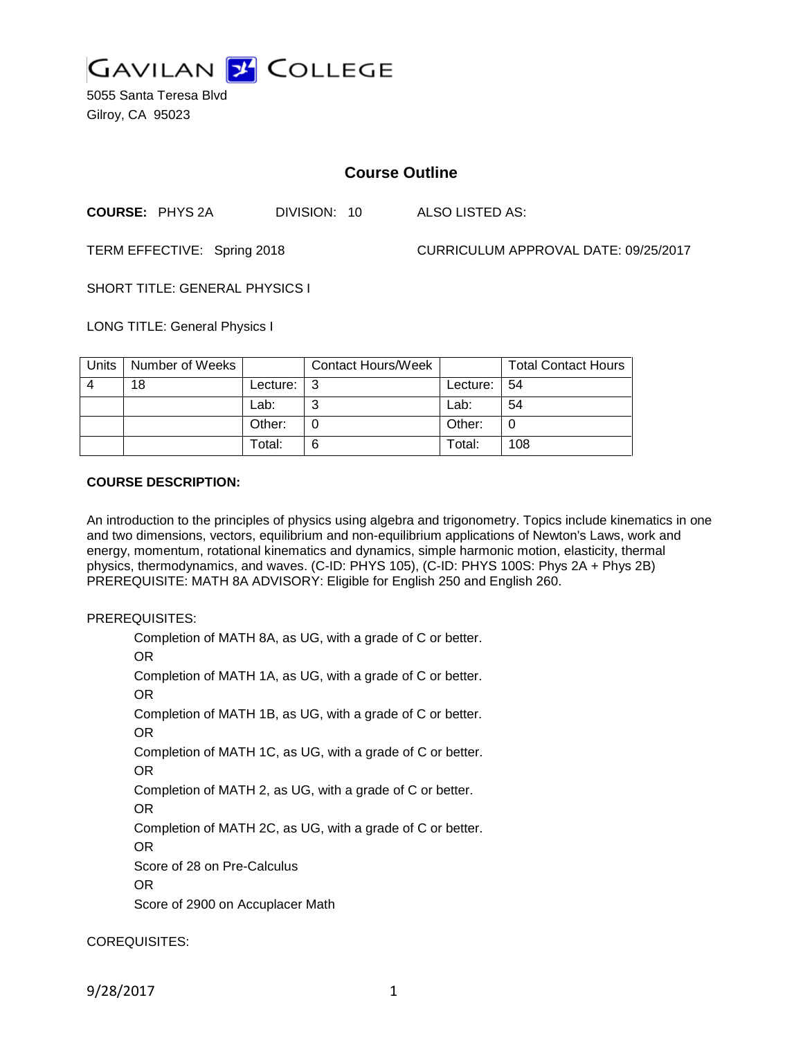GAVILAN COLLEGE

5055 Santa Teresa Blvd
Gilroy, CA 95023

# Course Outline

**COURSE:** PHYS 2A  DIVISION: 10  ALSO LISTED AS:

TERM EFFECTIVE: Spring 2018  CURRICULUM APPROVAL DATE: 09/25/2017

SHORT TITLE: GENERAL PHYSICS I

LONG TITLE: General Physics I

| Units | Number of Weeks | | Contact Hours/Week | | Total Contact Hours |
|---|---|---|---|---|---|
| 4 | 18 | Lecture: | 3 | Lecture: | 54 |
| | | Lab: | 3 | Lab: | 54 |
| | | Other: | 0 | Other: | 0 |
| | | Total: | 6 | Total: | 108 |

**COURSE DESCRIPTION:**

An introduction to the principles of physics using algebra and trigonometry. Topics include kinematics in one and two dimensions, vectors, equilibrium and non-equilibrium applications of Newton's Laws, work and energy, momentum, rotational kinematics and dynamics, simple harmonic motion, elasticity, thermal physics, thermodynamics, and waves. (C-ID: PHYS 105), (C-ID: PHYS 100S: Phys 2A + Phys 2B) PREREQUISITE: MATH 8A ADVISORY: Eligible for English 250 and English 260.

PREREQUISITES:

Completion of MATH 8A, as UG, with a grade of C or better.
OR
Completion of MATH 1A, as UG, with a grade of C or better.
OR
Completion of MATH 1B, as UG, with a grade of C or better.
OR
Completion of MATH 1C, as UG, with a grade of C or better.
OR
Completion of MATH 2, as UG, with a grade of C or better.
OR
Completion of MATH 2C, as UG, with a grade of C or better.
OR
Score of 28 on Pre-Calculus
OR
Score of 2900 on Accuplacer Math

COREQUISITES: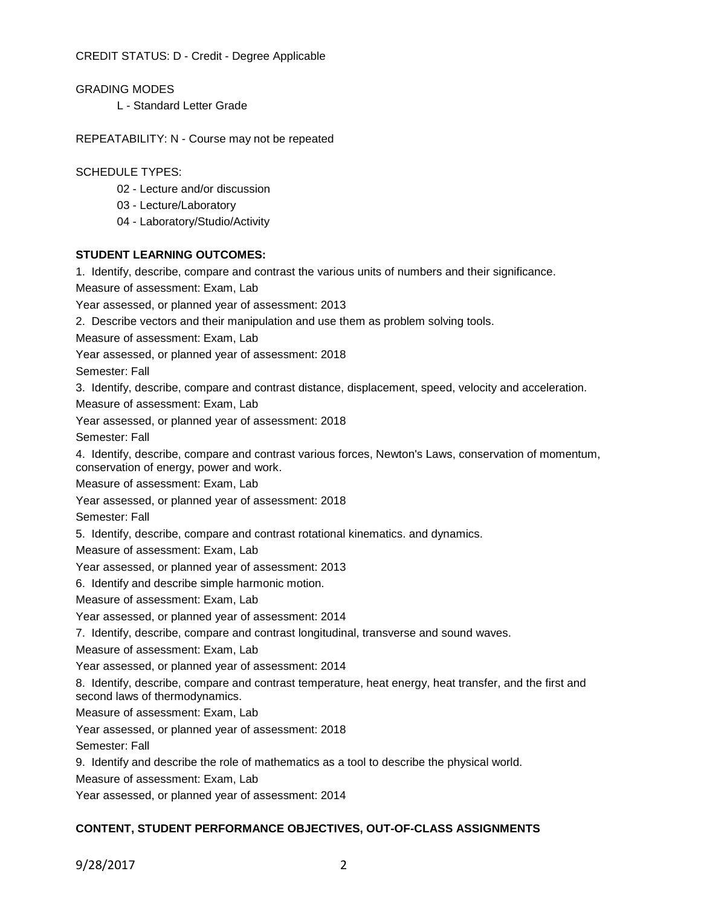CREDIT STATUS: D - Credit - Degree Applicable

GRADING MODES

L - Standard Letter Grade

REPEATABILITY: N - Course may not be repeated

SCHEDULE TYPES:

02 - Lecture and/or discussion

03 - Lecture/Laboratory

04 - Laboratory/Studio/Activity

**STUDENT LEARNING OUTCOMES:**

1. Identify, describe, compare and contrast the various units of numbers and their significance.

Measure of assessment: Exam, Lab

Year assessed, or planned year of assessment: 2013

2. Describe vectors and their manipulation and use them as problem solving tools.

Measure of assessment: Exam, Lab

Year assessed, or planned year of assessment: 2018

Semester: Fall

3. Identify, describe, compare and contrast distance, displacement, speed, velocity and acceleration.

Measure of assessment: Exam, Lab

Year assessed, or planned year of assessment: 2018

Semester: Fall

4. Identify, describe, compare and contrast various forces, Newton's Laws, conservation of momentum, conservation of energy, power and work.

Measure of assessment: Exam, Lab

Year assessed, or planned year of assessment: 2018

Semester: Fall

5. Identify, describe, compare and contrast rotational kinematics. and dynamics.

Measure of assessment: Exam, Lab

Year assessed, or planned year of assessment: 2013

6. Identify and describe simple harmonic motion.

Measure of assessment: Exam, Lab

Year assessed, or planned year of assessment: 2014

7. Identify, describe, compare and contrast longitudinal, transverse and sound waves.

Measure of assessment: Exam, Lab

Year assessed, or planned year of assessment: 2014

8. Identify, describe, compare and contrast temperature, heat energy, heat transfer, and the first and second laws of thermodynamics.

Measure of assessment: Exam, Lab

Year assessed, or planned year of assessment: 2018

Semester: Fall

9. Identify and describe the role of mathematics as a tool to describe the physical world.

Measure of assessment: Exam, Lab

Year assessed, or planned year of assessment: 2014

**CONTENT, STUDENT PERFORMANCE OBJECTIVES, OUT-OF-CLASS ASSIGNMENTS**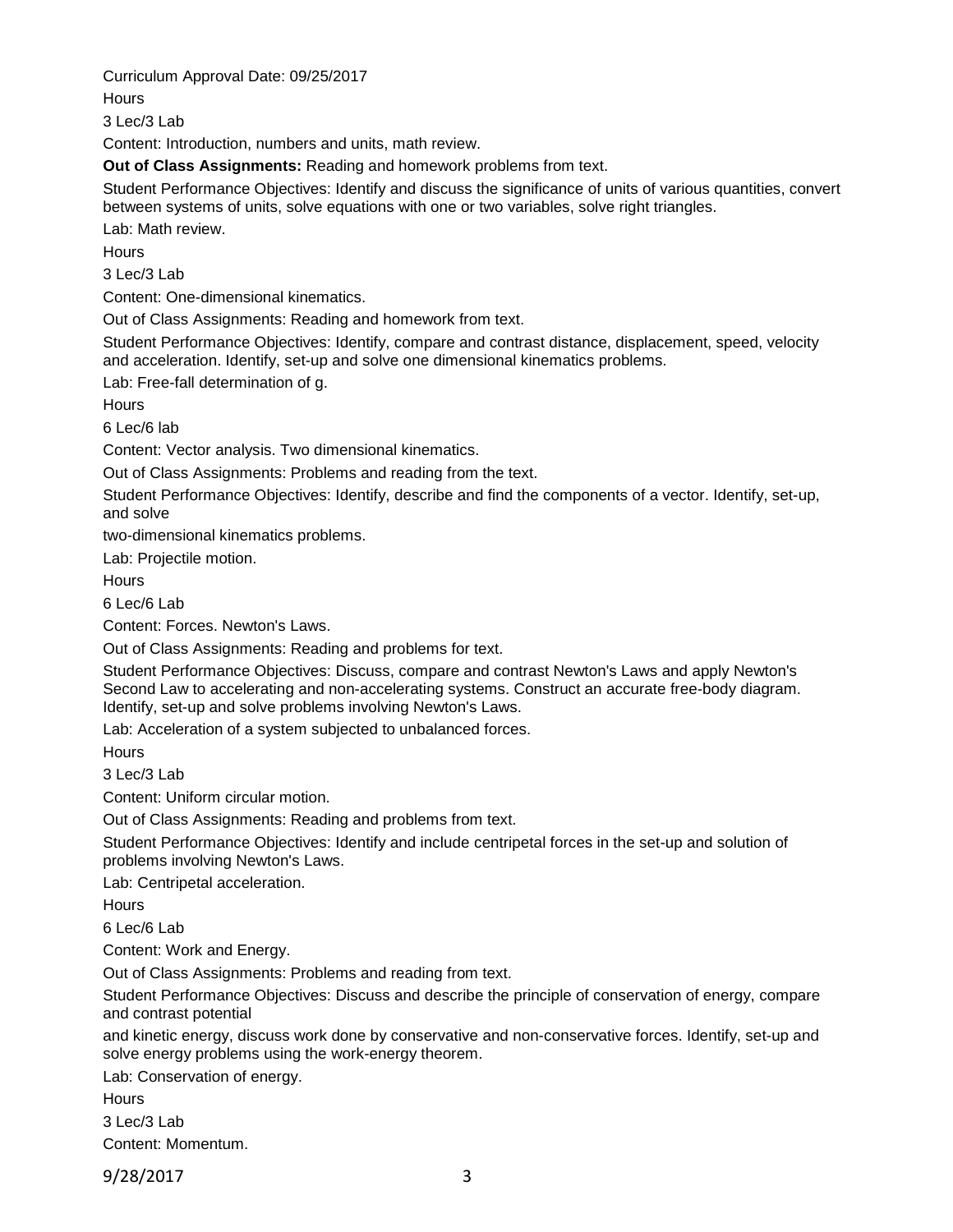Curriculum Approval Date: 09/25/2017

Hours

3 Lec/3 Lab

Content: Introduction, numbers and units, math review.

**Out of Class Assignments:** Reading and homework problems from text.

Student Performance Objectives: Identify and discuss the significance of units of various quantities, convert between systems of units, solve equations with one or two variables, solve right triangles.

Lab: Math review.

Hours

3 Lec/3 Lab

Content: One-dimensional kinematics.

Out of Class Assignments: Reading and homework from text.

Student Performance Objectives: Identify, compare and contrast distance, displacement, speed, velocity and acceleration. Identify, set-up and solve one dimensional kinematics problems.

Lab: Free-fall determination of g.

Hours

6 Lec/6 lab

Content: Vector analysis. Two dimensional kinematics.

Out of Class Assignments: Problems and reading from the text.

Student Performance Objectives: Identify, describe and find the components of a vector. Identify, set-up, and solve

two-dimensional kinematics problems.

Lab: Projectile motion.

Hours

6 Lec/6 Lab

Content: Forces. Newton's Laws.

Out of Class Assignments: Reading and problems for text.

Student Performance Objectives: Discuss, compare and contrast Newton's Laws and apply Newton's Second Law to accelerating and non-accelerating systems. Construct an accurate free-body diagram. Identify, set-up and solve problems involving Newton's Laws.

Lab: Acceleration of a system subjected to unbalanced forces.

Hours

3 Lec/3 Lab

Content: Uniform circular motion.

Out of Class Assignments: Reading and problems from text.

Student Performance Objectives: Identify and include centripetal forces in the set-up and solution of problems involving Newton's Laws.

Lab: Centripetal acceleration.

Hours

6 Lec/6 Lab

Content: Work and Energy.

Out of Class Assignments: Problems and reading from text.

Student Performance Objectives: Discuss and describe the principle of conservation of energy, compare and contrast potential

and kinetic energy, discuss work done by conservative and non-conservative forces. Identify, set-up and solve energy problems using the work-energy theorem.

Lab: Conservation of energy.

Hours

3 Lec/3 Lab

Content: Momentum.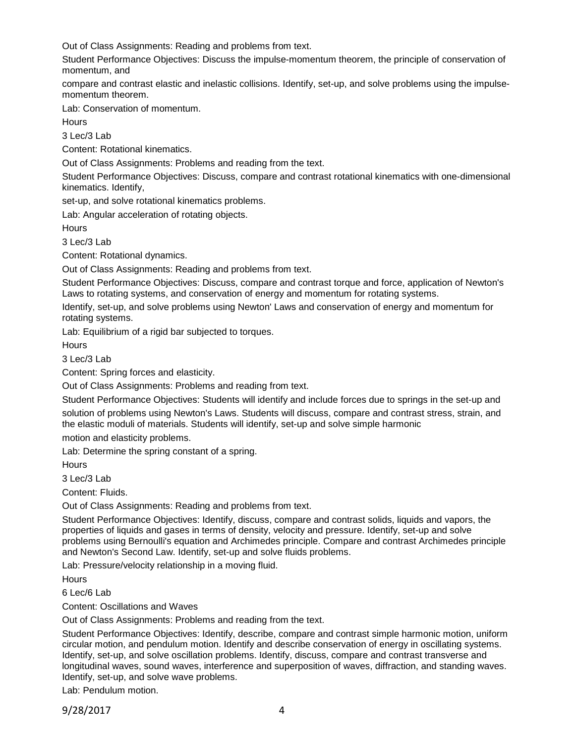Out of Class Assignments: Reading and problems from text.

Student Performance Objectives: Discuss the impulse-momentum theorem, the principle of conservation of momentum, and

compare and contrast elastic and inelastic collisions. Identify, set-up, and solve problems using the impulse-momentum theorem.

Lab: Conservation of momentum.

Hours

3 Lec/3 Lab

Content: Rotational kinematics.

Out of Class Assignments: Problems and reading from the text.

Student Performance Objectives: Discuss, compare and contrast rotational kinematics with one-dimensional kinematics. Identify,

set-up, and solve rotational kinematics problems.

Lab: Angular acceleration of rotating objects.

Hours

3 Lec/3 Lab

Content: Rotational dynamics.

Out of Class Assignments: Reading and problems from text.

Student Performance Objectives: Discuss, compare and contrast torque and force, application of Newton's Laws to rotating systems, and conservation of energy and momentum for rotating systems.

Identify, set-up, and solve problems using Newton' Laws and conservation of energy and momentum for rotating systems.

Lab: Equilibrium of a rigid bar subjected to torques.

Hours

3 Lec/3 Lab

Content: Spring forces and elasticity.

Out of Class Assignments: Problems and reading from text.

Student Performance Objectives: Students will identify and include forces due to springs in the set-up and solution of problems using Newton's Laws. Students will discuss, compare and contrast stress, strain, and the elastic moduli of materials. Students will identify, set-up and solve simple harmonic

motion and elasticity problems.

Lab: Determine the spring constant of a spring.

Hours

3 Lec/3 Lab

Content: Fluids.

Out of Class Assignments: Reading and problems from text.

Student Performance Objectives: Identify, discuss, compare and contrast solids, liquids and vapors, the properties of liquids and gases in terms of density, velocity and pressure. Identify, set-up and solve problems using Bernoulli's equation and Archimedes principle. Compare and contrast Archimedes principle and Newton's Second Law. Identify, set-up and solve fluids problems.

Lab: Pressure/velocity relationship in a moving fluid.

Hours

6 Lec/6 Lab

Content: Oscillations and Waves

Out of Class Assignments: Problems and reading from the text.

Student Performance Objectives: Identify, describe, compare and contrast simple harmonic motion, uniform circular motion, and pendulum motion. Identify and describe conservation of energy in oscillating systems. Identify, set-up, and solve oscillation problems. Identify, discuss, compare and contrast transverse and longitudinal waves, sound waves, interference and superposition of waves, diffraction, and standing waves. Identify, set-up, and solve wave problems.

Lab: Pendulum motion.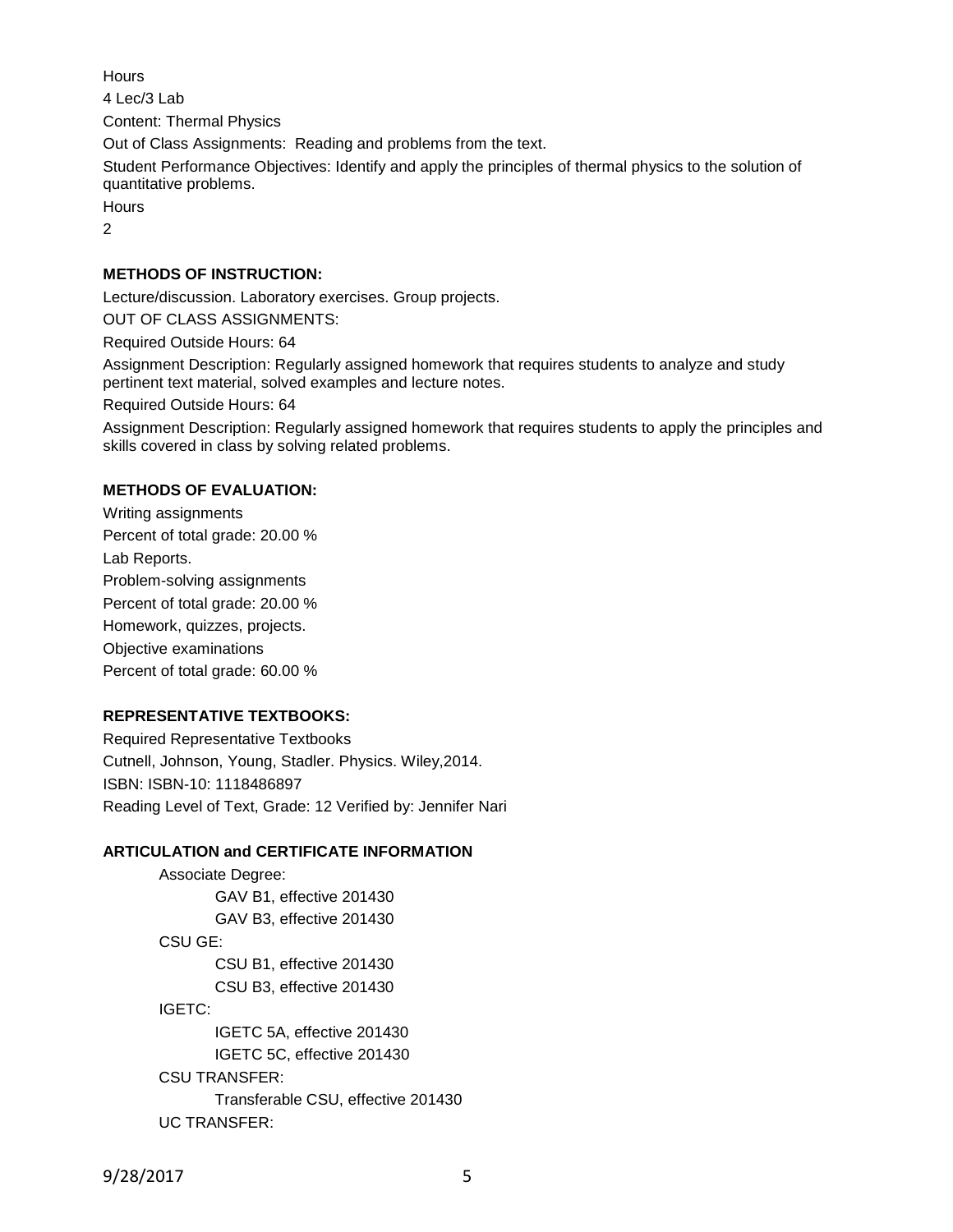Hours

4 Lec/3 Lab

Content: Thermal Physics

Out of Class Assignments: Reading and problems from the text.

Student Performance Objectives: Identify and apply the principles of thermal physics to the solution of quantitative problems.

Hours

2

**METHODS OF INSTRUCTION:**

Lecture/discussion. Laboratory exercises. Group projects.

OUT OF CLASS ASSIGNMENTS:

Required Outside Hours: 64

Assignment Description: Regularly assigned homework that requires students to analyze and study pertinent text material, solved examples and lecture notes.

Required Outside Hours: 64

Assignment Description: Regularly assigned homework that requires students to apply the principles and skills covered in class by solving related problems.

**METHODS OF EVALUATION:**

Writing assignments

Percent of total grade: 20.00 %

Lab Reports.

Problem-solving assignments

Percent of total grade: 20.00 %

Homework, quizzes, projects.

Objective examinations

Percent of total grade: 60.00 %

**REPRESENTATIVE TEXTBOOKS:**

Required Representative Textbooks

Cutnell, Johnson, Young, Stadler. Physics. Wiley,2014.

ISBN: ISBN-10: 1118486897

Reading Level of Text, Grade: 12 Verified by: Jennifer Nari

**ARTICULATION and CERTIFICATE INFORMATION**

Associate Degree:
- GAV B1, effective 201430
- GAV B3, effective 201430

CSU GE:
- CSU B1, effective 201430
- CSU B3, effective 201430

IGETC:
- IGETC 5A, effective 201430
- IGETC 5C, effective 201430

CSU TRANSFER:
- Transferable CSU, effective 201430

UC TRANSFER: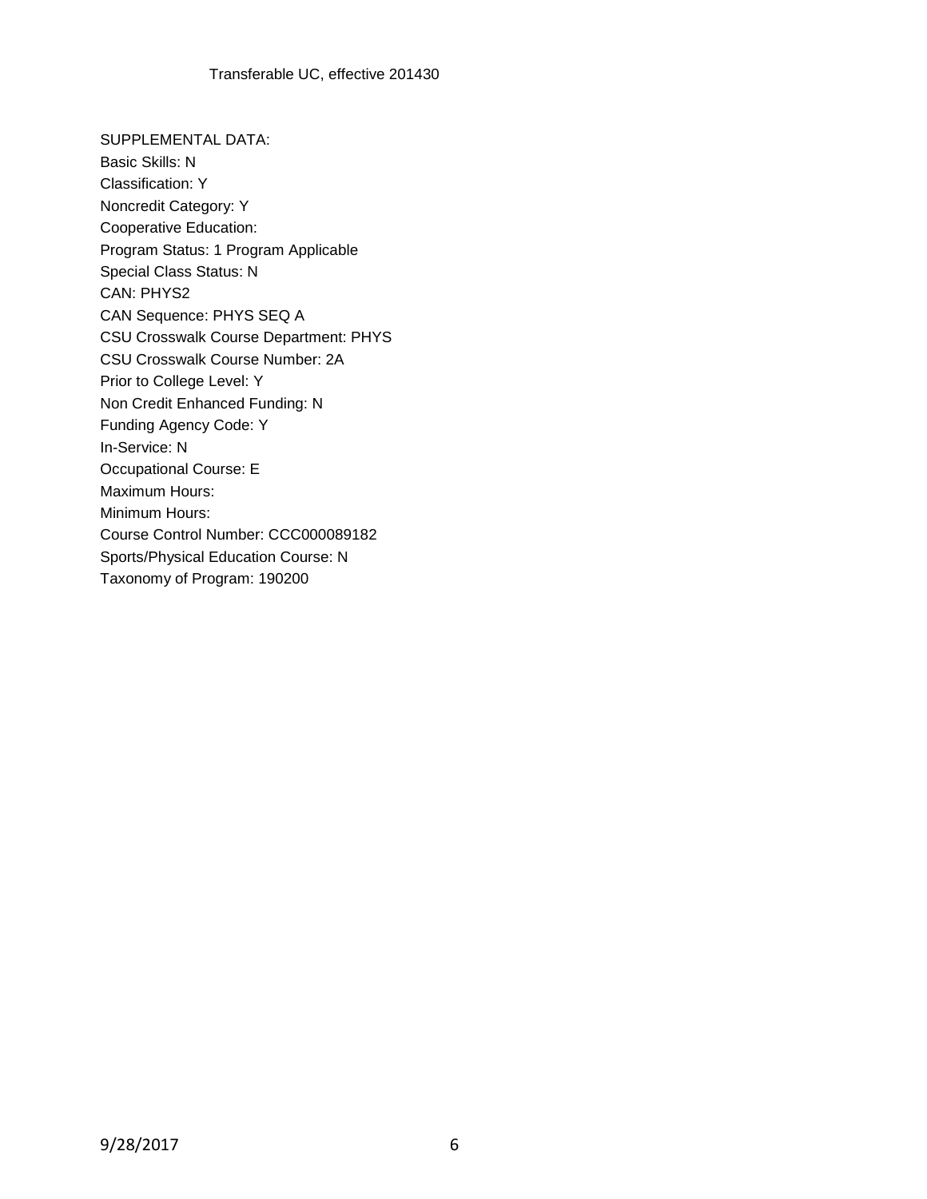Transferable UC, effective 201430

SUPPLEMENTAL DATA:
Basic Skills: N
Classification: Y
Noncredit Category: Y
Cooperative Education:
Program Status: 1 Program Applicable
Special Class Status: N
CAN: PHYS2
CAN Sequence: PHYS SEQ A
CSU Crosswalk Course Department: PHYS
CSU Crosswalk Course Number: 2A
Prior to College Level: Y
Non Credit Enhanced Funding: N
Funding Agency Code: Y
In-Service: N
Occupational Course: E
Maximum Hours:
Minimum Hours:
Course Control Number: CCC000089182
Sports/Physical Education Course: N
Taxonomy of Program: 190200